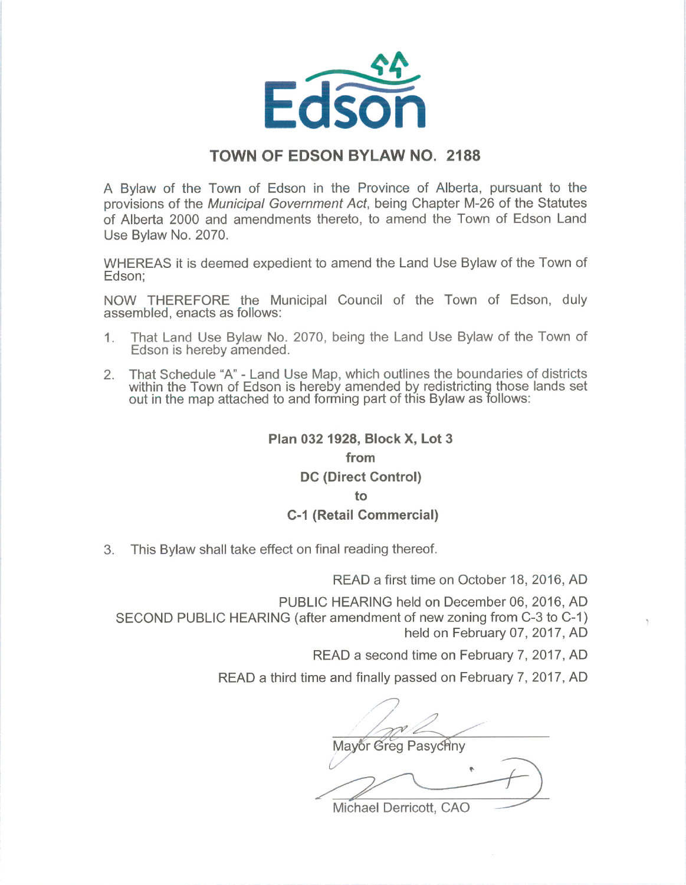Edson

# TOWN OF EDSON BYLAW NO. 2188

A Bylaw of the Town of Edson in the Province of Alberta, pursuant to the provisions of the *Municipal Government Act*, being Chapter M-26 of the Statutes of Alberta 2000 and amendments thereto, to amend the Town of Edson Land Use Bylaw No. 2070.

WHEREAS it is deemed expedient to amend the Land Use Bylaw of the Town of Edson;

NOW THEREFORE the Municipal Council of the Town of Edson, duly assembled, enacts as follows:

1. That Land Use Bylaw No. 2070, being the Land Use Bylaw of the Town of Edson is hereby amended.
2. That Schedule "A" - Land Use Map, which outlines the boundaries of districts within the Town of Edson is hereby amended by redistricting those lands set out in the map attached to and forming part of this Bylaw as follows:

**Plan 032 1928, Block X, Lot 3**
**from**
**DC (Direct Control)**
**to**
**C-1 (Retail Commercial)**

3. This Bylaw shall take effect on final reading thereof.

READ a first time on October 18, 2016, AD

PUBLIC HEARING held on December 06, 2016, AD

SECOND PUBLIC HEARING (after amendment of new zoning from C-3 to C-1) held on February 07, 2017, AD

READ a second time on February 7, 2017, AD

READ a third time and finally passed on February 7, 2017, AD

Mayor Greg Pasychny

Michael Derricott, CAO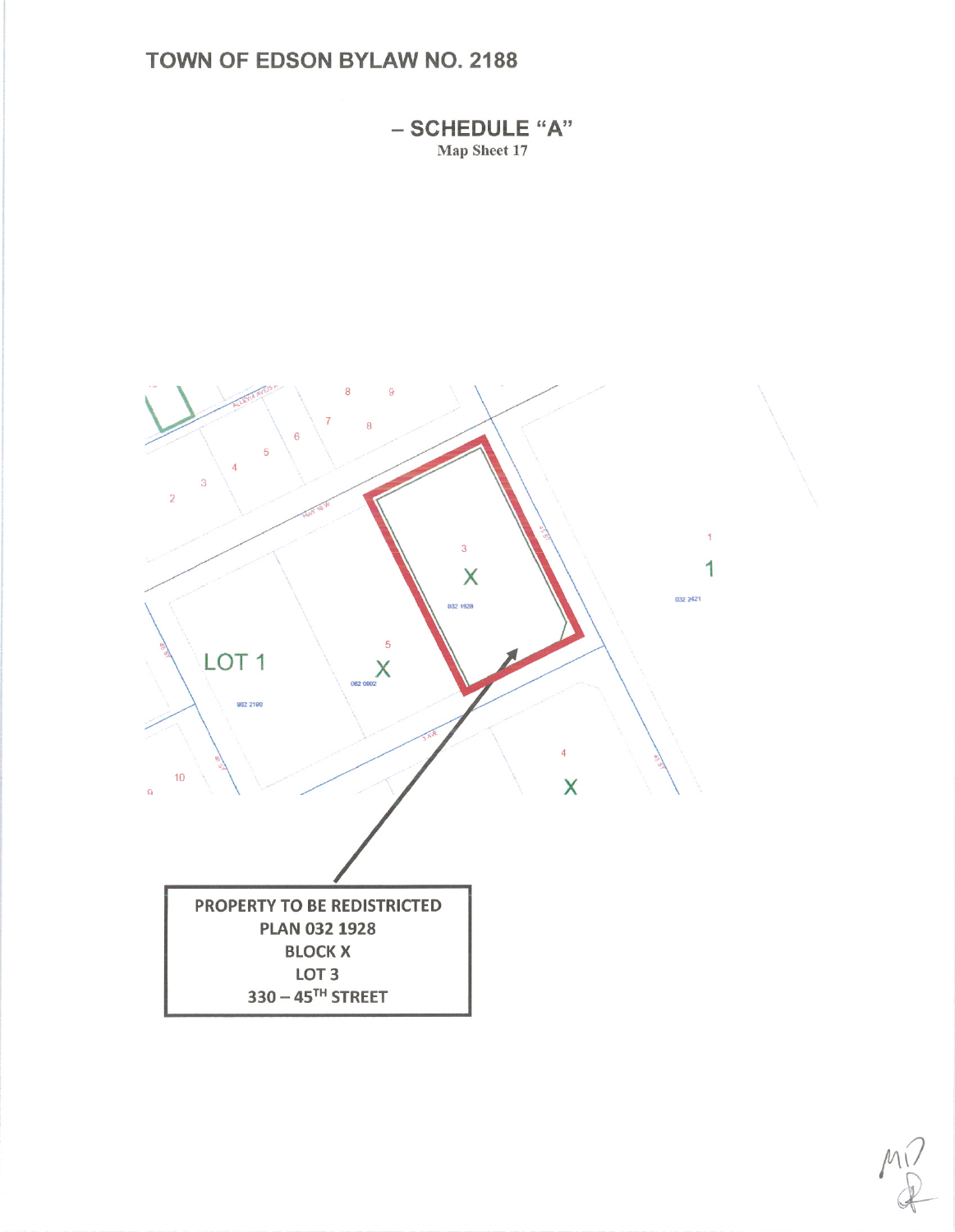# TOWN OF EDSON BYLAW NO. 2188

## – SCHEDULE "A"

Map Sheet 17

PROPERTY TO BE REDISTRICTED
PLAN 032 1928
BLOCK X
LOT 3
330 – 45TH STREET